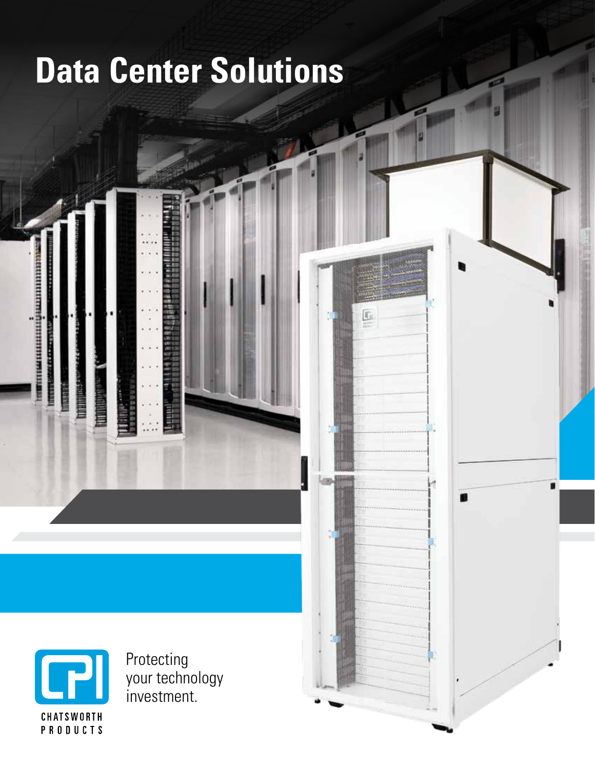# Data Center Solutions

Protecting your technology investment.

CHATSWORTH PRODUCTS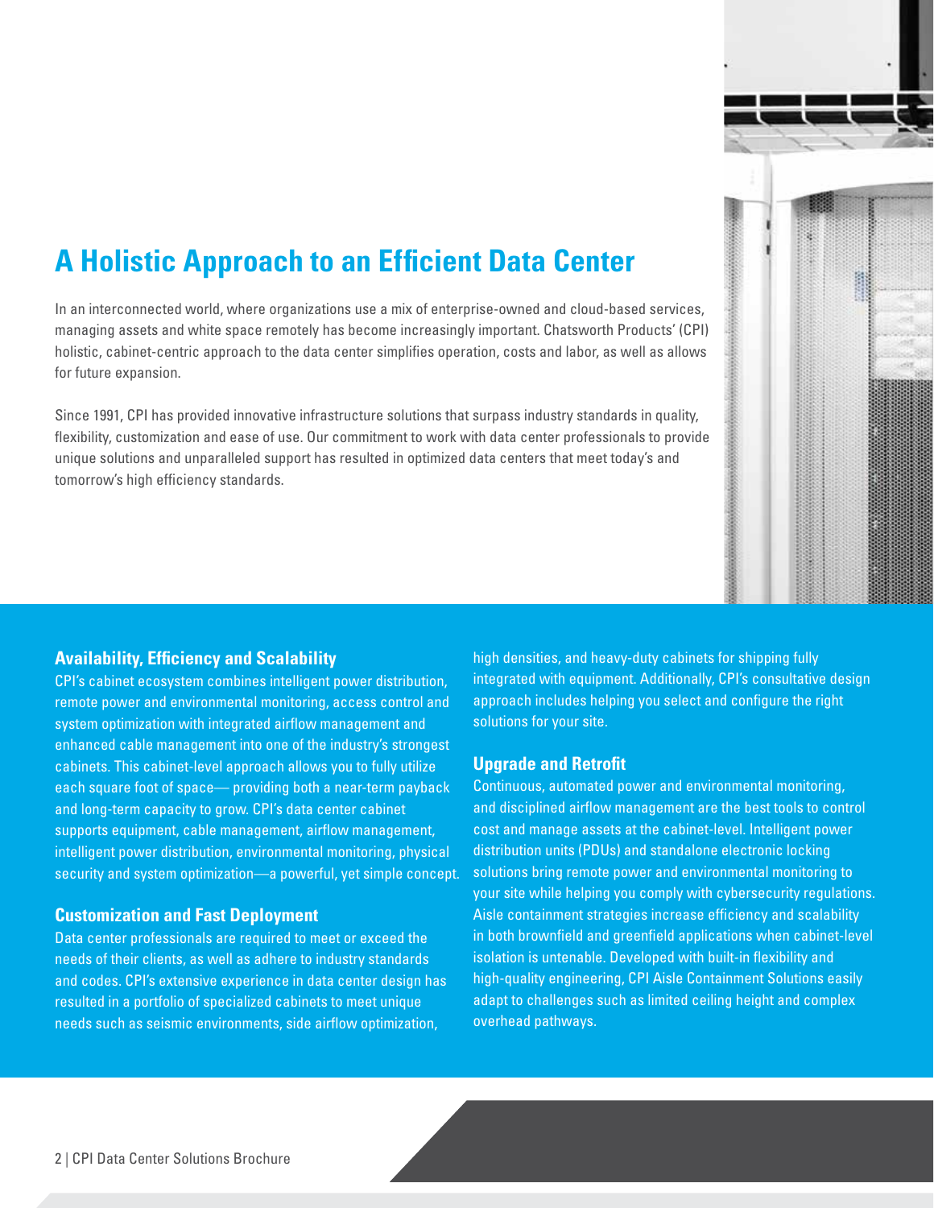# A Holistic Approach to an Efficient Data Center

In an interconnected world, where organizations use a mix of enterprise-owned and cloud-based services, managing assets and white space remotely has become increasingly important. Chatsworth Products' (CPI) holistic, cabinet-centric approach to the data center simplifies operation, costs and labor, as well as allows for future expansion.

Since 1991, CPI has provided innovative infrastructure solutions that surpass industry standards in quality, flexibility, customization and ease of use. Our commitment to work with data center professionals to provide unique solutions and unparalleled support has resulted in optimized data centers that meet today's and tomorrow's high efficiency standards.

## Availability, Efficiency and Scalability

CPI's cabinet ecosystem combines intelligent power distribution, remote power and environmental monitoring, access control and system optimization with integrated airflow management and enhanced cable management into one of the industry's strongest cabinets. This cabinet-level approach allows you to fully utilize each square foot of space— providing both a near-term payback and long-term capacity to grow. CPI's data center cabinet supports equipment, cable management, airflow management, intelligent power distribution, environmental monitoring, physical security and system optimization—a powerful, yet simple concept.

## Customization and Fast Deployment

Data center professionals are required to meet or exceed the needs of their clients, as well as adhere to industry standards and codes. CPI's extensive experience in data center design has resulted in a portfolio of specialized cabinets to meet unique needs such as seismic environments, side airflow optimization, high densities, and heavy-duty cabinets for shipping fully integrated with equipment. Additionally, CPI's consultative design approach includes helping you select and configure the right solutions for your site.

## Upgrade and Retrofit

Continuous, automated power and environmental monitoring, and disciplined airflow management are the best tools to control cost and manage assets at the cabinet-level. Intelligent power distribution units (PDUs) and standalone electronic locking solutions bring remote power and environmental monitoring to your site while helping you comply with cybersecurity regulations. Aisle containment strategies increase efficiency and scalability in both brownfield and greenfield applications when cabinet-level isolation is untenable. Developed with built-in flexibility and high-quality engineering, CPI Aisle Containment Solutions easily adapt to challenges such as limited ceiling height and complex overhead pathways.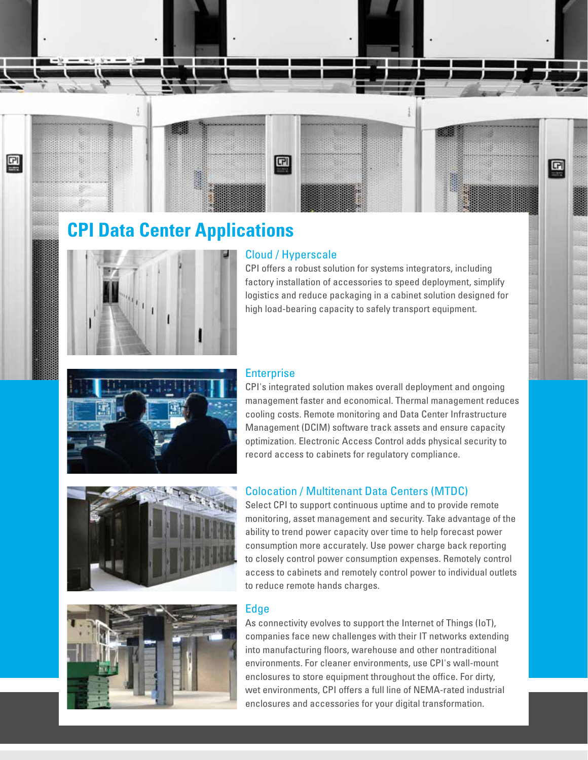# CPI Data Center Applications

## Cloud / Hyperscale

CPI offers a robust solution for systems integrators, including factory installation of accessories to speed deployment, simplify logistics and reduce packaging in a cabinet solution designed for high load-bearing capacity to safely transport equipment.

## Enterprise

CPI's integrated solution makes overall deployment and ongoing management faster and economical. Thermal management reduces cooling costs. Remote monitoring and Data Center Infrastructure Management (DCIM) software track assets and ensure capacity optimization. Electronic Access Control adds physical security to record access to cabinets for regulatory compliance.

## Colocation / Multitenant Data Centers (MTDC)

Select CPI to support continuous uptime and to provide remote monitoring, asset management and security. Take advantage of the ability to trend power capacity over time to help forecast power consumption more accurately. Use power charge back reporting to closely control power consumption expenses. Remotely control access to cabinets and remotely control power to individual outlets to reduce remote hands charges.

## Edge

As connectivity evolves to support the Internet of Things (IoT), companies face new challenges with their IT networks extending into manufacturing floors, warehouse and other nontraditional environments. For cleaner environments, use CPI's wall-mount enclosures to store equipment throughout the office. For dirty, wet environments, CPI offers a full line of NEMA-rated industrial enclosures and accessories for your digital transformation.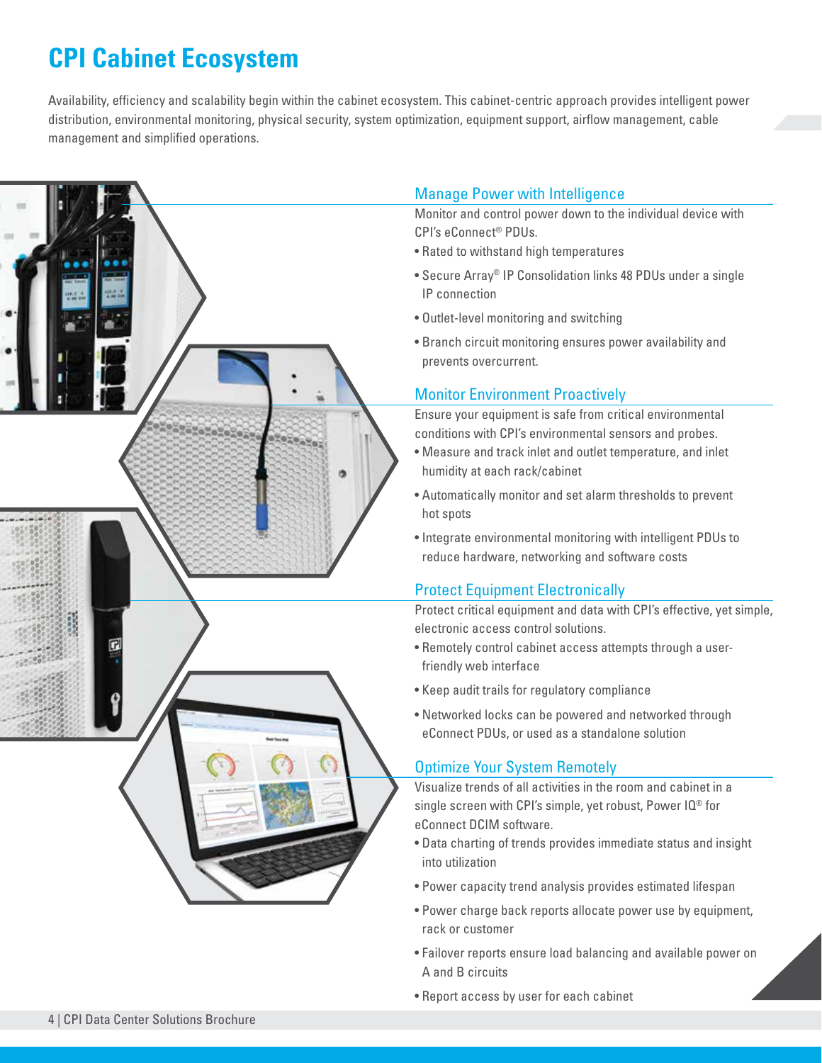# CPI Cabinet Ecosystem

Availability, efficiency and scalability begin within the cabinet ecosystem. This cabinet-centric approach provides intelligent power distribution, environmental monitoring, physical security, system optimization, equipment support, airflow management, cable management and simplified operations.

## Manage Power with Intelligence

Monitor and control power down to the individual device with CPI's eConnect® PDUs.

- Rated to withstand high temperatures
- Secure Array® IP Consolidation links 48 PDUs under a single IP connection
- Outlet-level monitoring and switching
- Branch circuit monitoring ensures power availability and prevents overcurrent.

## Monitor Environment Proactively

Ensure your equipment is safe from critical environmental conditions with CPI's environmental sensors and probes.

- Measure and track inlet and outlet temperature, and inlet humidity at each rack/cabinet
- Automatically monitor and set alarm thresholds to prevent hot spots
- Integrate environmental monitoring with intelligent PDUs to reduce hardware, networking and software costs

## Protect Equipment Electronically

Protect critical equipment and data with CPI's effective, yet simple, electronic access control solutions.

- Remotely control cabinet access attempts through a user-friendly web interface
- Keep audit trails for regulatory compliance
- Networked locks can be powered and networked through eConnect PDUs, or used as a standalone solution

## Optimize Your System Remotely

Visualize trends of all activities in the room and cabinet in a single screen with CPI's simple, yet robust, Power IQ® for eConnect DCIM software.

- Data charting of trends provides immediate status and insight into utilization
- Power capacity trend analysis provides estimated lifespan
- Power charge back reports allocate power use by equipment, rack or customer
- Failover reports ensure load balancing and available power on A and B circuits
- Report access by user for each cabinet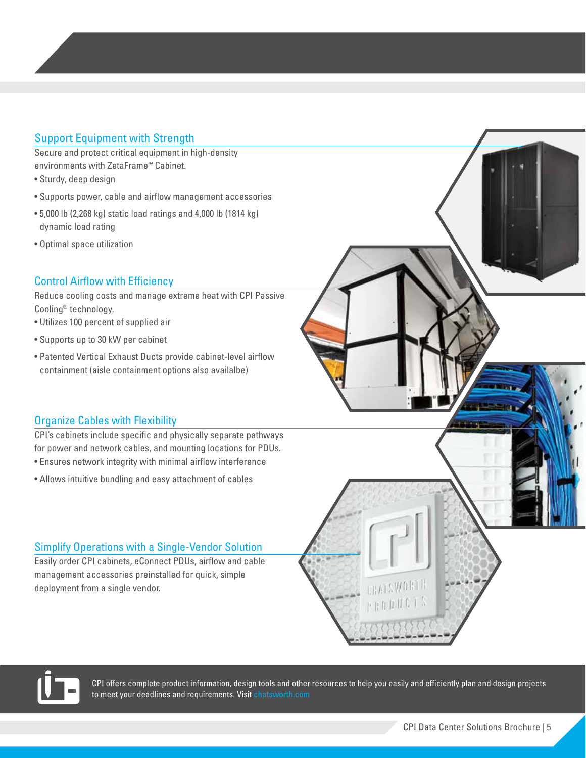## Support Equipment with Strength

Secure and protect critical equipment in high-density environments with ZetaFrame™ Cabinet.

- Sturdy, deep design
- Supports power, cable and airflow management accessories
- 5,000 lb (2,268 kg) static load ratings and 4,000 lb (1814 kg) dynamic load rating
- Optimal space utilization

## Control Airflow with Efficiency

Reduce cooling costs and manage extreme heat with CPI Passive Cooling® technology.

- Utilizes 100 percent of supplied air
- Supports up to 30 kW per cabinet
- Patented Vertical Exhaust Ducts provide cabinet-level airflow containment (aisle containment options also availalbe)

## Organize Cables with Flexibility

CPI's cabinets include specific and physically separate pathways for power and network cables, and mounting locations for PDUs.

- Ensures network integrity with minimal airflow interference
- Allows intuitive bundling and easy attachment of cables

## Simplify Operations with a Single-Vendor Solution

Easily order CPI cabinets, eConnect PDUs, airflow and cable management accessories preinstalled for quick, simple deployment from a single vendor.

CPI offers complete product information, design tools and other resources to help you easily and efficiently plan and design projects to meet your deadlines and requirements. Visit chatsworth.com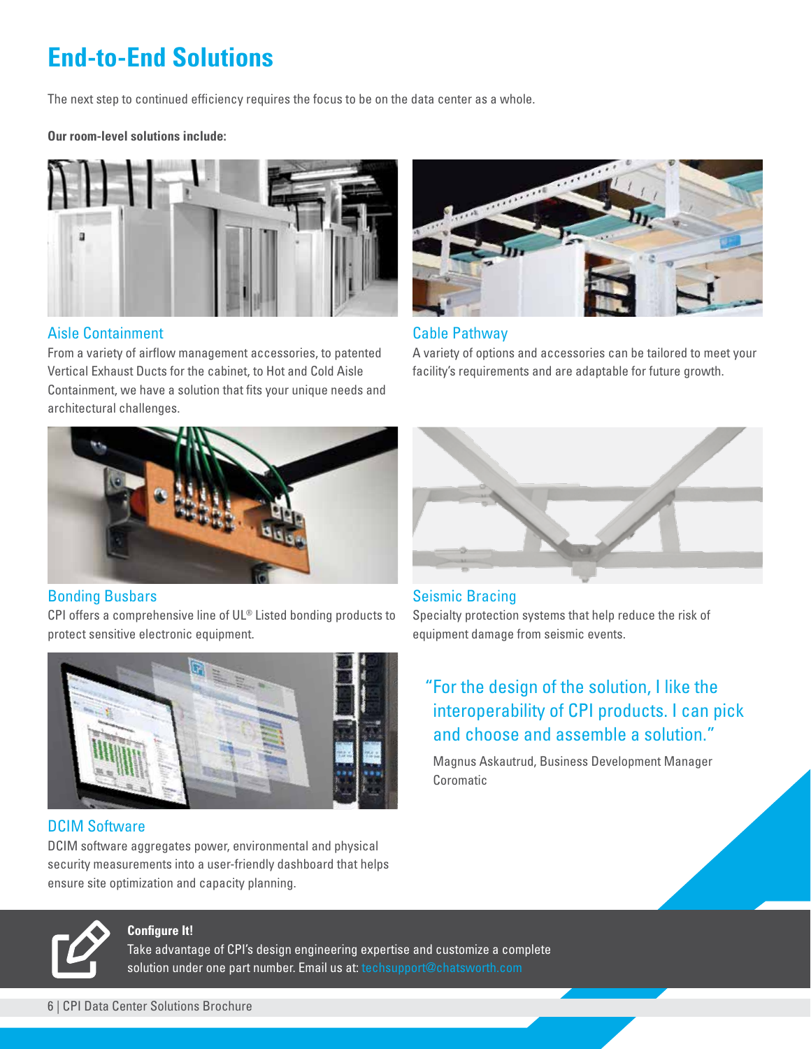# End-to-End Solutions

The next step to continued efficiency requires the focus to be on the data center as a whole.

**Our room-level solutions include:**

### Aisle Containment

From a variety of airflow management accessories, to patented Vertical Exhaust Ducts for the cabinet, to Hot and Cold Aisle Containment, we have a solution that fits your unique needs and architectural challenges.

### Cable Pathway

A variety of options and accessories can be tailored to meet your facility's requirements and are adaptable for future growth.

### Bonding Busbars

CPI offers a comprehensive line of UL® Listed bonding products to protect sensitive electronic equipment.

### Seismic Bracing

Specialty protection systems that help reduce the risk of equipment damage from seismic events.

### DCIM Software

DCIM software aggregates power, environmental and physical security measurements into a user-friendly dashboard that helps ensure site optimization and capacity planning.

> "For the design of the solution, I like the interoperability of CPI products. I can pick and choose and assemble a solution."
>
> Magnus Askautrud, Business Development Manager
> Coromatic

**Configure It!**

Take advantage of CPI's design engineering expertise and customize a complete solution under one part number. Email us at: techsupport@chatsworth.com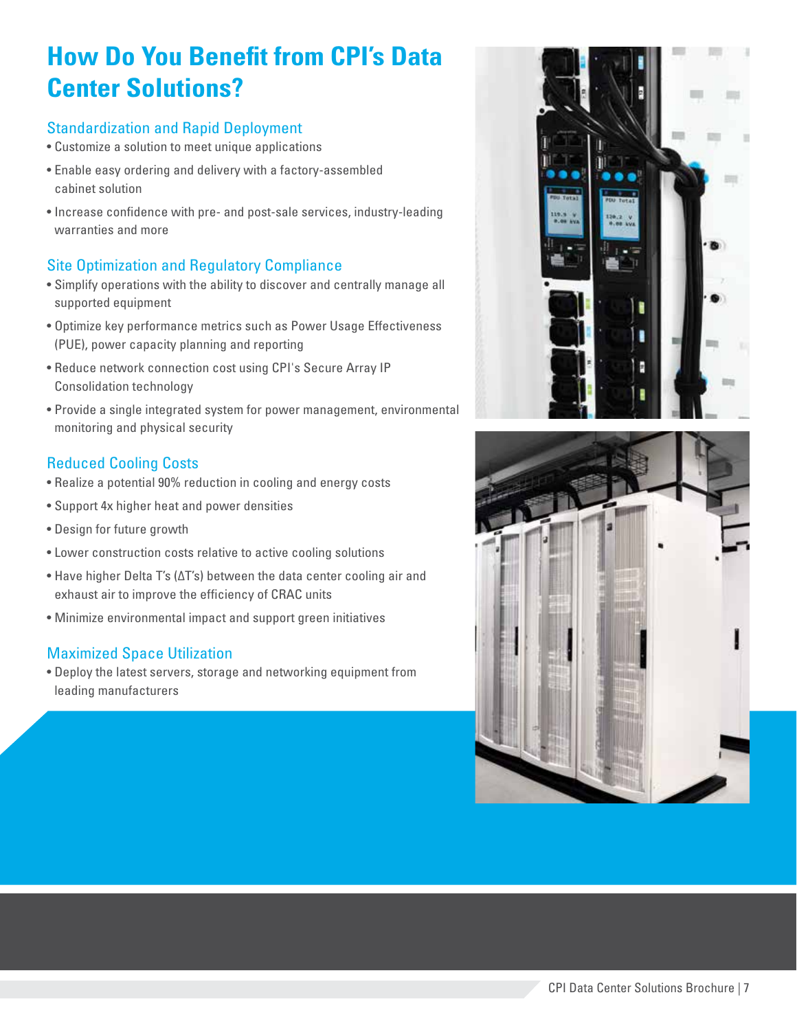# How Do You Benefit from CPI's Data Center Solutions?

## Standardization and Rapid Deployment

- Customize a solution to meet unique applications
- Enable easy ordering and delivery with a factory-assembled cabinet solution
- Increase confidence with pre- and post-sale services, industry-leading warranties and more

## Site Optimization and Regulatory Compliance

- Simplify operations with the ability to discover and centrally manage all supported equipment
- Optimize key performance metrics such as Power Usage Effectiveness (PUE), power capacity planning and reporting
- Reduce network connection cost using CPI's Secure Array IP Consolidation technology
- Provide a single integrated system for power management, environmental monitoring and physical security

## Reduced Cooling Costs

- Realize a potential 90% reduction in cooling and energy costs
- Support 4x higher heat and power densities
- Design for future growth
- Lower construction costs relative to active cooling solutions
- Have higher Delta T's (ΔT's) between the data center cooling air and exhaust air to improve the efficiency of CRAC units
- Minimize environmental impact and support green initiatives

## Maximized Space Utilization

- Deploy the latest servers, storage and networking equipment from leading manufacturers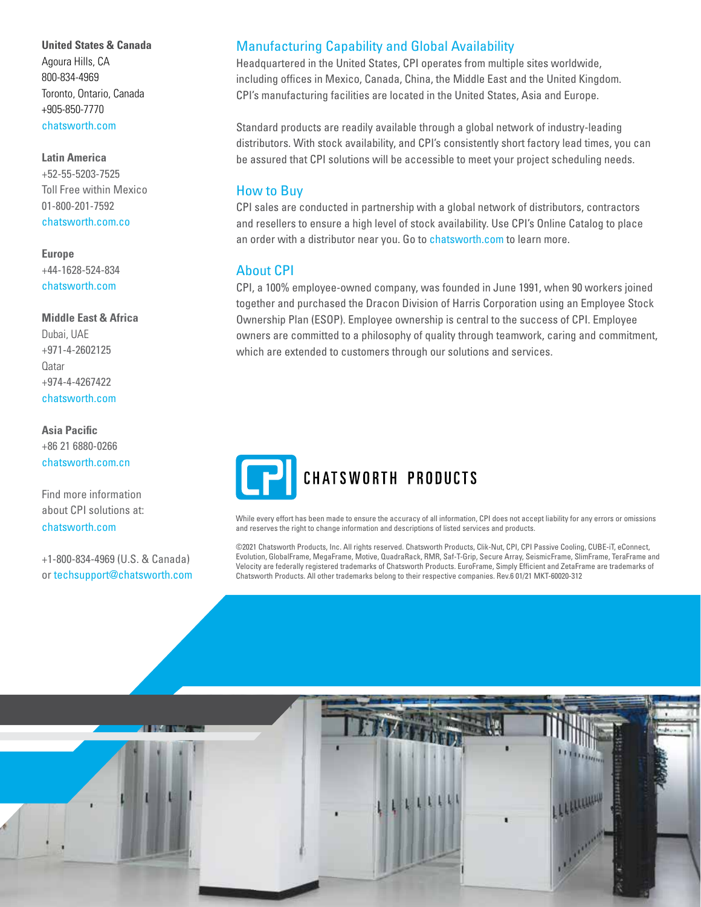**United States & Canada**
Agoura Hills, CA
800-834-4969
Toronto, Ontario, Canada
+905-850-7770
chatsworth.com

**Latin America**
+52-55-5203-7525
Toll Free within Mexico
01-800-201-7592
chatsworth.com.co

**Europe**
+44-1628-524-834
chatsworth.com

**Middle East & Africa**
Dubai, UAE
+971-4-2602125
Qatar
+974-4-4267422
chatsworth.com

**Asia Pacific**
+86 21 6880-0266
chatsworth.com.cn

Find more information about CPI solutions at:
chatsworth.com

+1-800-834-4969 (U.S. & Canada)
or techsupport@chatsworth.com

## Manufacturing Capability and Global Availability

Headquartered in the United States, CPI operates from multiple sites worldwide, including offices in Mexico, Canada, China, the Middle East and the United Kingdom. CPI's manufacturing facilities are located in the United States, Asia and Europe.

Standard products are readily available through a global network of industry-leading distributors. With stock availability, and CPI's consistently short factory lead times, you can be assured that CPI solutions will be accessible to meet your project scheduling needs.

## How to Buy

CPI sales are conducted in partnership with a global network of distributors, contractors and resellers to ensure a high level of stock availability. Use CPI's Online Catalog to place an order with a distributor near you. Go to chatsworth.com to learn more.

## About CPI

CPI, a 100% employee-owned company, was founded in June 1991, when 90 workers joined together and purchased the Dracon Division of Harris Corporation using an Employee Stock Ownership Plan (ESOP). Employee ownership is central to the success of CPI. Employee owners are committed to a philosophy of quality through teamwork, caring and commitment, which are extended to customers through our solutions and services.

CPI CHATSWORTH PRODUCTS

While every effort has been made to ensure the accuracy of all information, CPI does not accept liability for any errors or omissions and reserves the right to change information and descriptions of listed services and products.

©2021 Chatsworth Products, Inc. All rights reserved. Chatsworth Products, Clik-Nut, CPI, CPI Passive Cooling, CUBE-iT, eConnect, Evolution, GlobalFrame, MegaFrame, Motive, QuadraRack, RMR, Saf-T-Grip, Secure Array, SeismicFrame, SlimFrame, TeraFrame and Velocity are federally registered trademarks of Chatsworth Products. EuroFrame, Simply Efficient and ZetaFrame are trademarks of Chatsworth Products. All other trademarks belong to their respective companies. Rev.6 01/21 MKT-60020-312